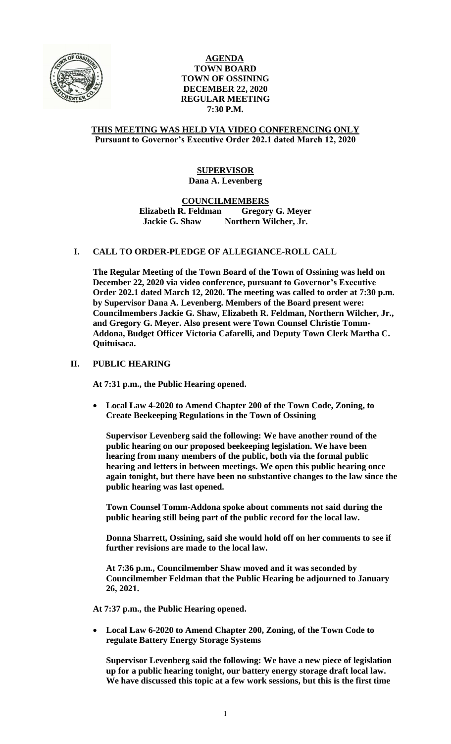**AGENDA**
**TOWN BOARD**
**TOWN OF OSSINING**
**DECEMBER 22, 2020**
**REGULAR MEETING**
**7:30 P.M.**

**THIS MEETING WAS HELD VIA VIDEO CONFERENCING ONLY**
**Pursuant to Governor's Executive Order 202.1 dated March 12, 2020**

**SUPERVISOR**
**Dana A. Levenberg**

**COUNCILMEMBERS**
**Elizabeth R. Feldman Gregory G. Meyer**
**Jackie G. Shaw Northern Wilcher, Jr.**

## I. CALL TO ORDER-PLEDGE OF ALLEGIANCE-ROLL CALL

**The Regular Meeting of the Town Board of the Town of Ossining was held on December 22, 2020 via video conference, pursuant to Governor's Executive Order 202.1 dated March 12, 2020. The meeting was called to order at 7:30 p.m. by Supervisor Dana A. Levenberg. Members of the Board present were: Councilmembers Jackie G. Shaw, Elizabeth R. Feldman, Northern Wilcher, Jr., and Gregory G. Meyer. Also present were Town Counsel Christie Tomm-Addona, Budget Officer Victoria Cafarelli, and Deputy Town Clerk Martha C. Quituisaca.**

## II. PUBLIC HEARING

**At 7:31 p.m., the Public Hearing opened.**

- **Local Law 4-2020 to Amend Chapter 200 of the Town Code, Zoning, to Create Beekeeping Regulations in the Town of Ossining**

**Supervisor Levenberg said the following: We have another round of the public hearing on our proposed beekeeping legislation. We have been hearing from many members of the public, both via the formal public hearing and letters in between meetings. We open this public hearing once again tonight, but there have been no substantive changes to the law since the public hearing was last opened.**

**Town Counsel Tomm-Addona spoke about comments not said during the public hearing still being part of the public record for the local law.**

**Donna Sharrett, Ossining, said she would hold off on her comments to see if further revisions are made to the local law.**

**At 7:36 p.m., Councilmember Shaw moved and it was seconded by Councilmember Feldman that the Public Hearing be adjourned to January 26, 2021.**

**At 7:37 p.m., the Public Hearing opened.**

- **Local Law 6-2020 to Amend Chapter 200, Zoning, of the Town Code to regulate Battery Energy Storage Systems**

**Supervisor Levenberg said the following: We have a new piece of legislation up for a public hearing tonight, our battery energy storage draft local law. We have discussed this topic at a few work sessions, but this is the first time**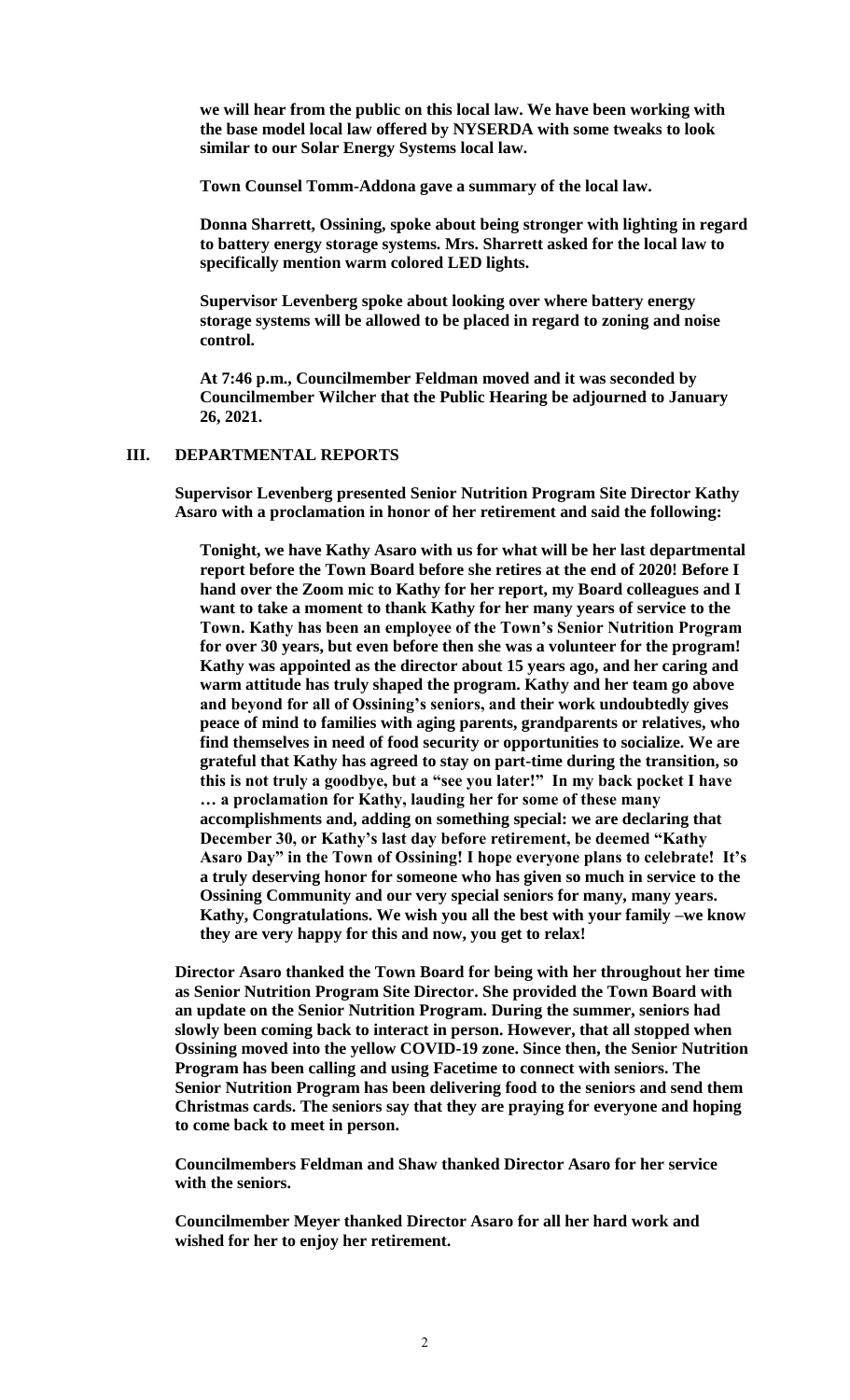**we will hear from the public on this local law. We have been working with the base model local law offered by NYSERDA with some tweaks to look similar to our Solar Energy Systems local law.**

**Town Counsel Tomm-Addona gave a summary of the local law.**

**Donna Sharrett, Ossining, spoke about being stronger with lighting in regard to battery energy storage systems. Mrs. Sharrett asked for the local law to specifically mention warm colored LED lights.**

**Supervisor Levenberg spoke about looking over where battery energy storage systems will be allowed to be placed in regard to zoning and noise control.**

**At 7:46 p.m., Councilmember Feldman moved and it was seconded by Councilmember Wilcher that the Public Hearing be adjourned to January 26, 2021.**

## III. DEPARTMENTAL REPORTS

**Supervisor Levenberg presented Senior Nutrition Program Site Director Kathy Asaro with a proclamation in honor of her retirement and said the following:**

**Tonight, we have Kathy Asaro with us for what will be her last departmental report before the Town Board before she retires at the end of 2020! Before I hand over the Zoom mic to Kathy for her report, my Board colleagues and I want to take a moment to thank Kathy for her many years of service to the Town. Kathy has been an employee of the Town's Senior Nutrition Program for over 30 years, but even before then she was a volunteer for the program! Kathy was appointed as the director about 15 years ago, and her caring and warm attitude has truly shaped the program. Kathy and her team go above and beyond for all of Ossining's seniors, and their work undoubtedly gives peace of mind to families with aging parents, grandparents or relatives, who find themselves in need of food security or opportunities to socialize. We are grateful that Kathy has agreed to stay on part-time during the transition, so this is not truly a goodbye, but a "see you later!" In my back pocket I have … a proclamation for Kathy, lauding her for some of these many accomplishments and, adding on something special: we are declaring that December 30, or Kathy's last day before retirement, be deemed "Kathy Asaro Day" in the Town of Ossining! I hope everyone plans to celebrate! It's a truly deserving honor for someone who has given so much in service to the Ossining Community and our very special seniors for many, many years. Kathy, Congratulations. We wish you all the best with your family –we know they are very happy for this and now, you get to relax!**

**Director Asaro thanked the Town Board for being with her throughout her time as Senior Nutrition Program Site Director. She provided the Town Board with an update on the Senior Nutrition Program. During the summer, seniors had slowly been coming back to interact in person. However, that all stopped when Ossining moved into the yellow COVID-19 zone. Since then, the Senior Nutrition Program has been calling and using Facetime to connect with seniors. The Senior Nutrition Program has been delivering food to the seniors and send them Christmas cards. The seniors say that they are praying for everyone and hoping to come back to meet in person.**

**Councilmembers Feldman and Shaw thanked Director Asaro for her service with the seniors.**

**Councilmember Meyer thanked Director Asaro for all her hard work and wished for her to enjoy her retirement.**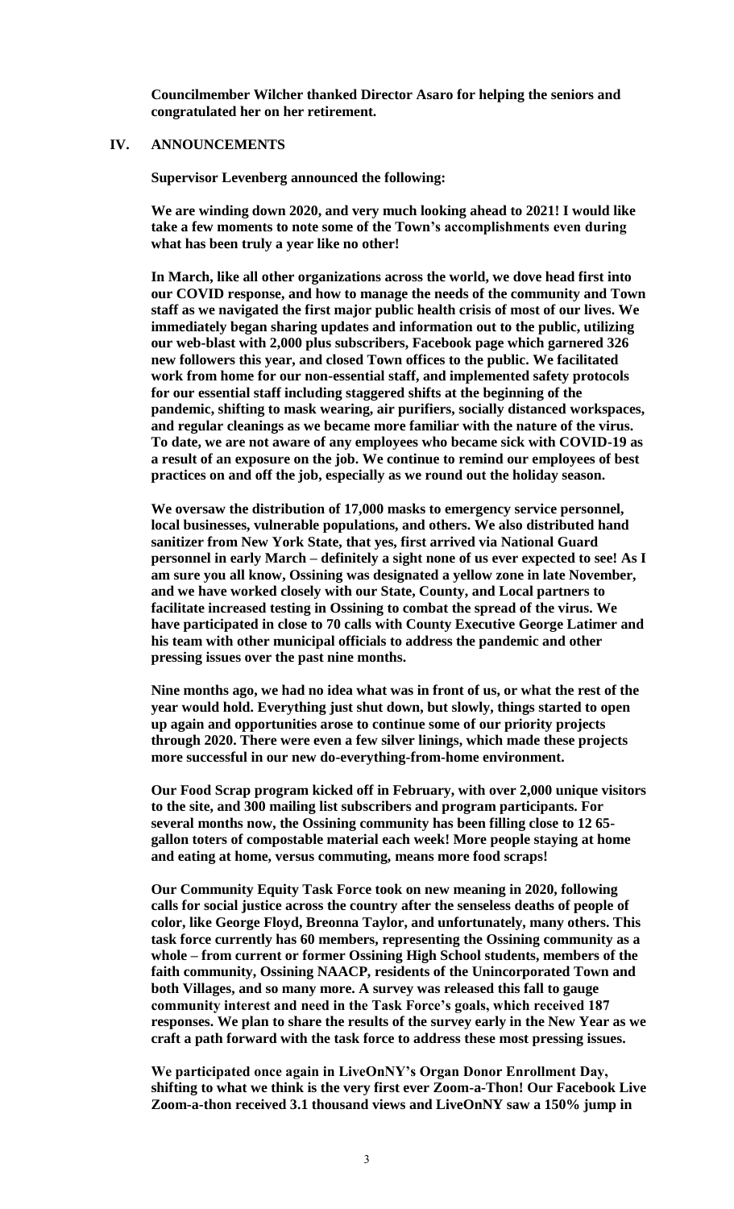**Councilmember Wilcher thanked Director Asaro for helping the seniors and congratulated her on her retirement.**

## IV. ANNOUNCEMENTS

**Supervisor Levenberg announced the following:**

**We are winding down 2020, and very much looking ahead to 2021! I would like take a few moments to note some of the Town's accomplishments even during what has been truly a year like no other!**

**In March, like all other organizations across the world, we dove head first into our COVID response, and how to manage the needs of the community and Town staff as we navigated the first major public health crisis of most of our lives. We immediately began sharing updates and information out to the public, utilizing our web-blast with 2,000 plus subscribers, Facebook page which garnered 326 new followers this year, and closed Town offices to the public. We facilitated work from home for our non-essential staff, and implemented safety protocols for our essential staff including staggered shifts at the beginning of the pandemic, shifting to mask wearing, air purifiers, socially distanced workspaces, and regular cleanings as we became more familiar with the nature of the virus. To date, we are not aware of any employees who became sick with COVID-19 as a result of an exposure on the job. We continue to remind our employees of best practices on and off the job, especially as we round out the holiday season.**

**We oversaw the distribution of 17,000 masks to emergency service personnel, local businesses, vulnerable populations, and others. We also distributed hand sanitizer from New York State, that yes, first arrived via National Guard personnel in early March – definitely a sight none of us ever expected to see! As I am sure you all know, Ossining was designated a yellow zone in late November, and we have worked closely with our State, County, and Local partners to facilitate increased testing in Ossining to combat the spread of the virus. We have participated in close to 70 calls with County Executive George Latimer and his team with other municipal officials to address the pandemic and other pressing issues over the past nine months.**

**Nine months ago, we had no idea what was in front of us, or what the rest of the year would hold. Everything just shut down, but slowly, things started to open up again and opportunities arose to continue some of our priority projects through 2020. There were even a few silver linings, which made these projects more successful in our new do-everything-from-home environment.**

**Our Food Scrap program kicked off in February, with over 2,000 unique visitors to the site, and 300 mailing list subscribers and program participants. For several months now, the Ossining community has been filling close to 12 65-gallon toters of compostable material each week! More people staying at home and eating at home, versus commuting, means more food scraps!**

**Our Community Equity Task Force took on new meaning in 2020, following calls for social justice across the country after the senseless deaths of people of color, like George Floyd, Breonna Taylor, and unfortunately, many others. This task force currently has 60 members, representing the Ossining community as a whole – from current or former Ossining High School students, members of the faith community, Ossining NAACP, residents of the Unincorporated Town and both Villages, and so many more. A survey was released this fall to gauge community interest and need in the Task Force's goals, which received 187 responses. We plan to share the results of the survey early in the New Year as we craft a path forward with the task force to address these most pressing issues.**

**We participated once again in LiveOnNY's Organ Donor Enrollment Day, shifting to what we think is the very first ever Zoom-a-Thon! Our Facebook Live Zoom-a-thon received 3.1 thousand views and LiveOnNY saw a 150% jump in**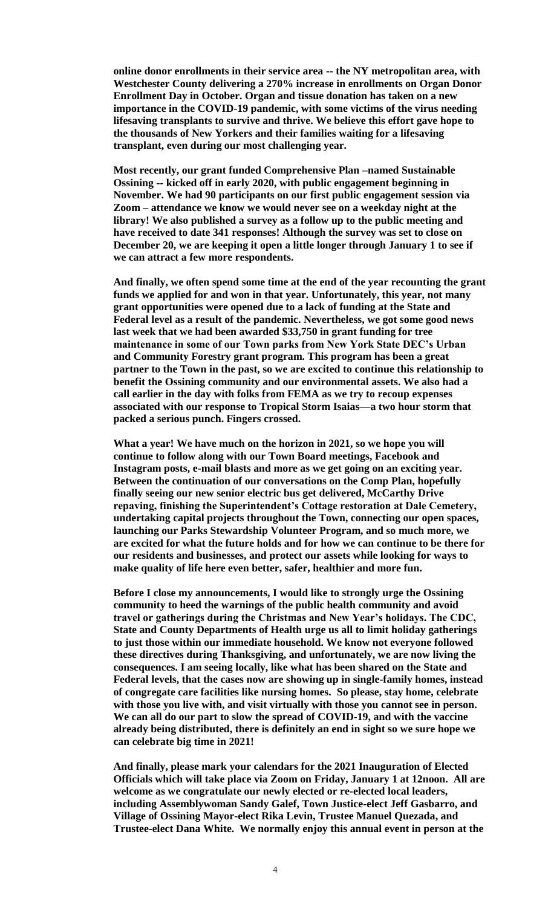**online donor enrollments in their service area -- the NY metropolitan area, with Westchester County delivering a 270% increase in enrollments on Organ Donor Enrollment Day in October. Organ and tissue donation has taken on a new importance in the COVID-19 pandemic, with some victims of the virus needing lifesaving transplants to survive and thrive. We believe this effort gave hope to the thousands of New Yorkers and their families waiting for a lifesaving transplant, even during our most challenging year.**

**Most recently, our grant funded Comprehensive Plan –named Sustainable Ossining -- kicked off in early 2020, with public engagement beginning in November. We had 90 participants on our first public engagement session via Zoom – attendance we know we would never see on a weekday night at the library! We also published a survey as a follow up to the public meeting and have received to date 341 responses! Although the survey was set to close on December 20, we are keeping it open a little longer through January 1 to see if we can attract a few more respondents.**

**And finally, we often spend some time at the end of the year recounting the grant funds we applied for and won in that year. Unfortunately, this year, not many grant opportunities were opened due to a lack of funding at the State and Federal level as a result of the pandemic. Nevertheless, we got some good news last week that we had been awarded $33,750 in grant funding for tree maintenance in some of our Town parks from New York State DEC's Urban and Community Forestry grant program. This program has been a great partner to the Town in the past, so we are excited to continue this relationship to benefit the Ossining community and our environmental assets. We also had a call earlier in the day with folks from FEMA as we try to recoup expenses associated with our response to Tropical Storm Isaias—a two hour storm that packed a serious punch. Fingers crossed.**

**What a year! We have much on the horizon in 2021, so we hope you will continue to follow along with our Town Board meetings, Facebook and Instagram posts, e-mail blasts and more as we get going on an exciting year. Between the continuation of our conversations on the Comp Plan, hopefully finally seeing our new senior electric bus get delivered, McCarthy Drive repaving, finishing the Superintendent's Cottage restoration at Dale Cemetery, undertaking capital projects throughout the Town, connecting our open spaces, launching our Parks Stewardship Volunteer Program, and so much more, we are excited for what the future holds and for how we can continue to be there for our residents and businesses, and protect our assets while looking for ways to make quality of life here even better, safer, healthier and more fun.**

**Before I close my announcements, I would like to strongly urge the Ossining community to heed the warnings of the public health community and avoid travel or gatherings during the Christmas and New Year's holidays. The CDC, State and County Departments of Health urge us all to limit holiday gatherings to just those within our immediate household. We know not everyone followed these directives during Thanksgiving, and unfortunately, we are now living the consequences. I am seeing locally, like what has been shared on the State and Federal levels, that the cases now are showing up in single-family homes, instead of congregate care facilities like nursing homes. So please, stay home, celebrate with those you live with, and visit virtually with those you cannot see in person. We can all do our part to slow the spread of COVID-19, and with the vaccine already being distributed, there is definitely an end in sight so we sure hope we can celebrate big time in 2021!**

**And finally, please mark your calendars for the 2021 Inauguration of Elected Officials which will take place via Zoom on Friday, January 1 at 12noon. All are welcome as we congratulate our newly elected or re-elected local leaders, including Assemblywoman Sandy Galef, Town Justice-elect Jeff Gasbarro, and Village of Ossining Mayor-elect Rika Levin, Trustee Manuel Quezada, and Trustee-elect Dana White. We normally enjoy this annual event in person at the**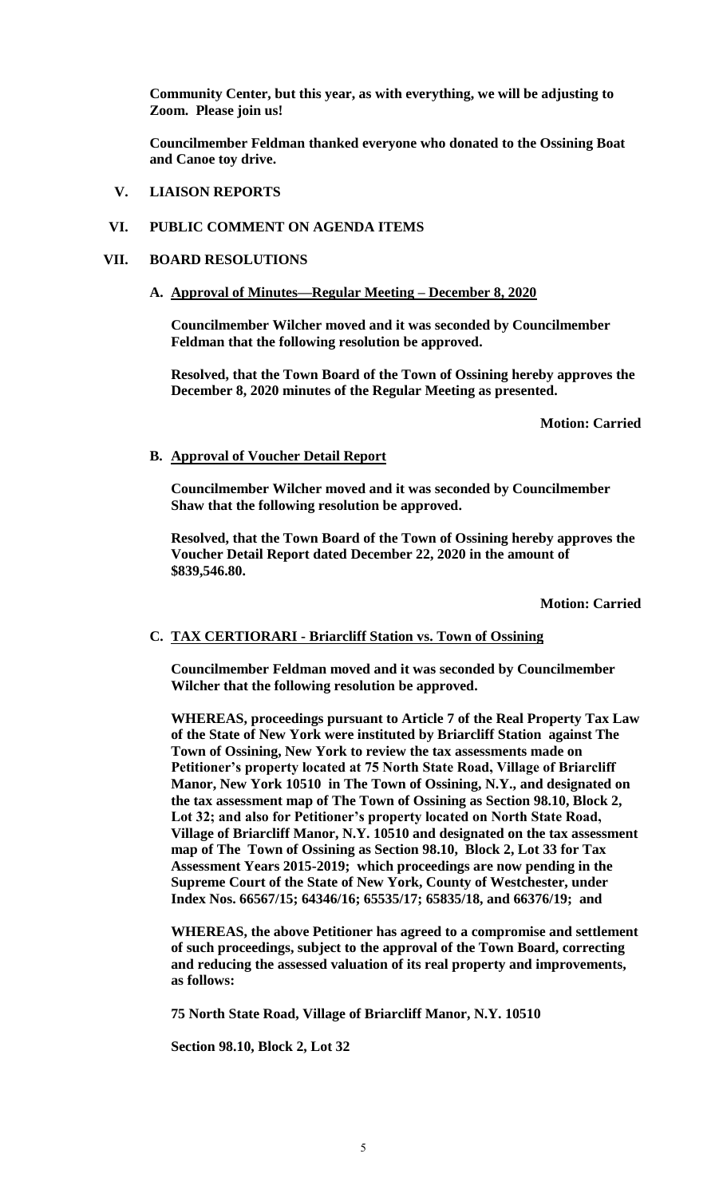**Community Center, but this year, as with everything, we will be adjusting to Zoom. Please join us!**

**Councilmember Feldman thanked everyone who donated to the Ossining Boat and Canoe toy drive.**

## V. LIAISON REPORTS

## VI. PUBLIC COMMENT ON AGENDA ITEMS

## VII. BOARD RESOLUTIONS

### A. Approval of Minutes—Regular Meeting – December 8, 2020

**Councilmember Wilcher moved and it was seconded by Councilmember Feldman that the following resolution be approved.**

**Resolved, that the Town Board of the Town of Ossining hereby approves the December 8, 2020 minutes of the Regular Meeting as presented.**

**Motion: Carried**

### B. Approval of Voucher Detail Report

**Councilmember Wilcher moved and it was seconded by Councilmember Shaw that the following resolution be approved.**

**Resolved, that the Town Board of the Town of Ossining hereby approves the Voucher Detail Report dated December 22, 2020 in the amount of $839,546.80.**

**Motion: Carried**

### C. TAX CERTIORARI - Briarcliff Station vs. Town of Ossining

**Councilmember Feldman moved and it was seconded by Councilmember Wilcher that the following resolution be approved.**

**WHEREAS, proceedings pursuant to Article 7 of the Real Property Tax Law of the State of New York were instituted by Briarcliff Station against The Town of Ossining, New York to review the tax assessments made on Petitioner's property located at 75 North State Road, Village of Briarcliff Manor, New York 10510 in The Town of Ossining, N.Y., and designated on the tax assessment map of The Town of Ossining as Section 98.10, Block 2, Lot 32; and also for Petitioner's property located on North State Road, Village of Briarcliff Manor, N.Y. 10510 and designated on the tax assessment map of The Town of Ossining as Section 98.10, Block 2, Lot 33 for Tax Assessment Years 2015-2019; which proceedings are now pending in the Supreme Court of the State of New York, County of Westchester, under Index Nos. 66567/15; 64346/16; 65535/17; 65835/18, and 66376/19; and**

**WHEREAS, the above Petitioner has agreed to a compromise and settlement of such proceedings, subject to the approval of the Town Board, correcting and reducing the assessed valuation of its real property and improvements, as follows:**

**75 North State Road, Village of Briarcliff Manor, N.Y. 10510**

**Section 98.10, Block 2, Lot 32**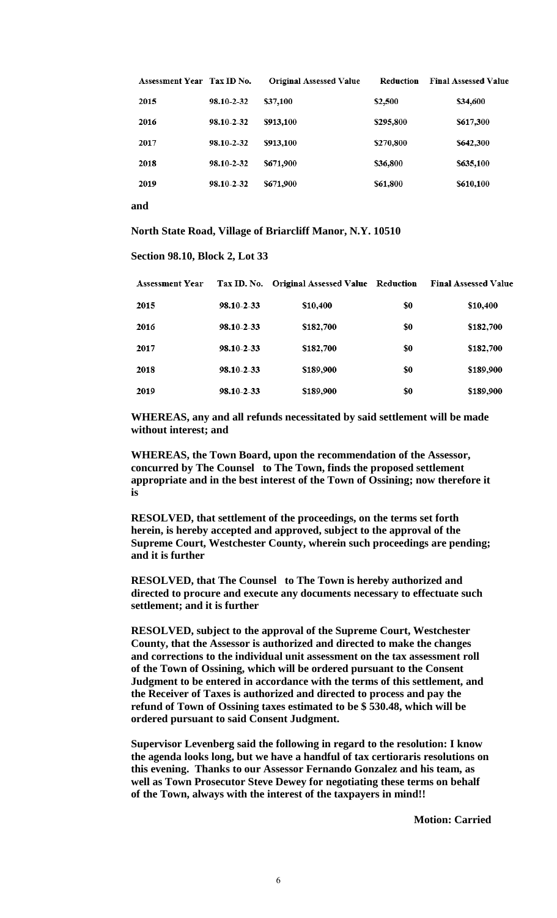| Assessment Year | Tax ID No. | Original Assessed Value | Reduction | Final Assessed Value |
|---|---|---|---|---|
| 2015 | 98.10-2-32 | $37,100 | $2,500 | $34,600 |
| 2016 | 98.10-2-32 | $913,100 | $295,800 | $617,300 |
| 2017 | 98.10-2-32 | $913,100 | $270,800 | $642,300 |
| 2018 | 98.10-2-32 | $671,900 | $36,800 | $635,100 |
| 2019 | 98.10-2-32 | $671,900 | $61,800 | $610,100 |

**and**

**North State Road, Village of Briarcliff Manor, N.Y. 10510**

**Section 98.10, Block 2, Lot 33**

| Assessment Year | Tax ID. No. | Original Assessed Value | Reduction | Final Assessed Value |
|---|---|---|---|---|
| 2015 | 98.10-2-33 | $10,400 | $0 | $10,400 |
| 2016 | 98.10-2-33 | $182,700 | $0 | $182,700 |
| 2017 | 98.10-2-33 | $182,700 | $0 | $182,700 |
| 2018 | 98.10-2-33 | $189,900 | $0 | $189,900 |
| 2019 | 98.10-2-33 | $189,900 | $0 | $189,900 |

**WHEREAS, any and all refunds necessitated by said settlement will be made without interest; and**

**WHEREAS, the Town Board, upon the recommendation of the Assessor, concurred by The Counsel to The Town, finds the proposed settlement appropriate and in the best interest of the Town of Ossining; now therefore it is**

**RESOLVED, that settlement of the proceedings, on the terms set forth herein, is hereby accepted and approved, subject to the approval of the Supreme Court, Westchester County, wherein such proceedings are pending; and it is further**

**RESOLVED, that The Counsel to The Town is hereby authorized and directed to procure and execute any documents necessary to effectuate such settlement; and it is further**

**RESOLVED, subject to the approval of the Supreme Court, Westchester County, that the Assessor is authorized and directed to make the changes and corrections to the individual unit assessment on the tax assessment roll of the Town of Ossining, which will be ordered pursuant to the Consent Judgment to be entered in accordance with the terms of this settlement, and the Receiver of Taxes is authorized and directed to process and pay the refund of Town of Ossining taxes estimated to be $ 530.48, which will be ordered pursuant to said Consent Judgment.**

**Supervisor Levenberg said the following in regard to the resolution: I know the agenda looks long, but we have a handful of tax certioraris resolutions on this evening. Thanks to our Assessor Fernando Gonzalez and his team, as well as Town Prosecutor Steve Dewey for negotiating these terms on behalf of the Town, always with the interest of the taxpayers in mind!!**

**Motion: Carried**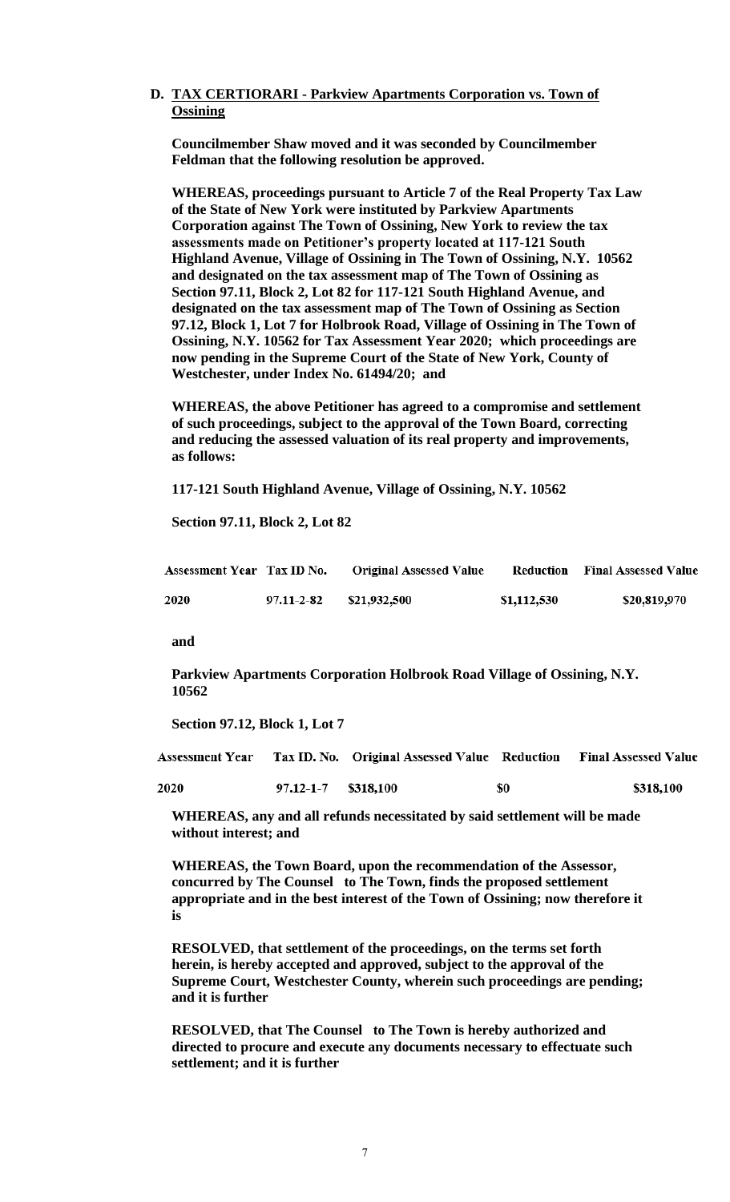**D. <u>TAX CERTIORARI - Parkview Apartments Corporation vs. Town of Ossining</u>**

**Councilmember Shaw moved and it was seconded by Councilmember Feldman that the following resolution be approved.**

**WHEREAS, proceedings pursuant to Article 7 of the Real Property Tax Law of the State of New York were instituted by Parkview Apartments Corporation against The Town of Ossining, New York to review the tax assessments made on Petitioner's property located at 117-121 South Highland Avenue, Village of Ossining in The Town of Ossining, N.Y. 10562 and designated on the tax assessment map of The Town of Ossining as Section 97.11, Block 2, Lot 82 for 117-121 South Highland Avenue, and designated on the tax assessment map of The Town of Ossining as Section 97.12, Block 1, Lot 7 for Holbrook Road, Village of Ossining in The Town of Ossining, N.Y. 10562 for Tax Assessment Year 2020; which proceedings are now pending in the Supreme Court of the State of New York, County of Westchester, under Index No. 61494/20; and**

**WHEREAS, the above Petitioner has agreed to a compromise and settlement of such proceedings, subject to the approval of the Town Board, correcting and reducing the assessed valuation of its real property and improvements, as follows:**

**117-121 South Highland Avenue, Village of Ossining, N.Y. 10562**

**Section 97.11, Block 2, Lot 82**

| Assessment Year | Tax ID No. | Original Assessed Value | Reduction | Final Assessed Value |
|---|---|---|---|---|
| 2020 | 97.11-2-82 | $21,932,500 | $1,112,530 | $20,819,970 |

**and**

**Parkview Apartments Corporation Holbrook Road Village of Ossining, N.Y. 10562**

**Section 97.12, Block 1, Lot 7**

| Assessment Year | Tax ID. No. | Original Assessed Value | Reduction | Final Assessed Value |
|---|---|---|---|---|
| 2020 | 97.12-1-7 | $318,100 | $0 | $318,100 |

**WHEREAS, any and all refunds necessitated by said settlement will be made without interest; and**

**WHEREAS, the Town Board, upon the recommendation of the Assessor, concurred by The Counsel to The Town, finds the proposed settlement appropriate and in the best interest of the Town of Ossining; now therefore it is**

**RESOLVED, that settlement of the proceedings, on the terms set forth herein, is hereby accepted and approved, subject to the approval of the Supreme Court, Westchester County, wherein such proceedings are pending; and it is further**

**RESOLVED, that The Counsel to The Town is hereby authorized and directed to procure and execute any documents necessary to effectuate such settlement; and it is further**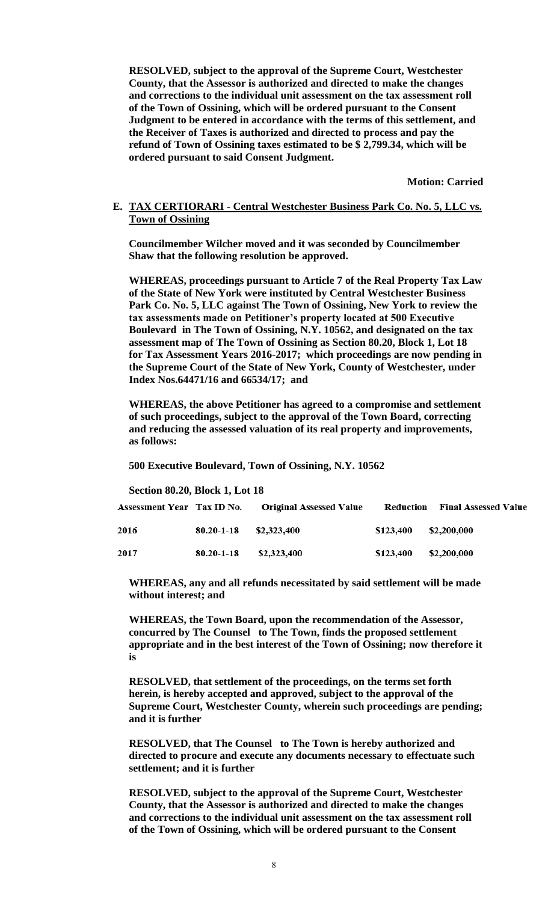**RESOLVED, subject to the approval of the Supreme Court, Westchester County, that the Assessor is authorized and directed to make the changes and corrections to the individual unit assessment on the tax assessment roll of the Town of Ossining, which will be ordered pursuant to the Consent Judgment to be entered in accordance with the terms of this settlement, and the Receiver of Taxes is authorized and directed to process and pay the refund of Town of Ossining taxes estimated to be $ 2,799.34, which will be ordered pursuant to said Consent Judgment.**

**Motion: Carried**

**E. TAX CERTIORARI - Central Westchester Business Park Co. No. 5, LLC vs. Town of Ossining**

**Councilmember Wilcher moved and it was seconded by Councilmember Shaw that the following resolution be approved.**

**WHEREAS, proceedings pursuant to Article 7 of the Real Property Tax Law of the State of New York were instituted by Central Westchester Business Park Co. No. 5, LLC against The Town of Ossining, New York to review the tax assessments made on Petitioner's property located at 500 Executive Boulevard in The Town of Ossining, N.Y. 10562, and designated on the tax assessment map of The Town of Ossining as Section 80.20, Block 1, Lot 18 for Tax Assessment Years 2016-2017; which proceedings are now pending in the Supreme Court of the State of New York, County of Westchester, under Index Nos.64471/16 and 66534/17; and**

**WHEREAS, the above Petitioner has agreed to a compromise and settlement of such proceedings, subject to the approval of the Town Board, correcting and reducing the assessed valuation of its real property and improvements, as follows:**

**500 Executive Boulevard, Town of Ossining, N.Y. 10562**

**Section 80.20, Block 1, Lot 18**

| Assessment Year | Tax ID No. | Original Assessed Value | Reduction | Final Assessed Value |
|---|---|---|---|---|
| 2016 | 80.20-1-18 | $2,323,400 | $123,400 | $2,200,000 |
| 2017 | 80.20-1-18 | $2,323,400 | $123,400 | $2,200,000 |

**WHEREAS, any and all refunds necessitated by said settlement will be made without interest; and**

**WHEREAS, the Town Board, upon the recommendation of the Assessor, concurred by The Counsel to The Town, finds the proposed settlement appropriate and in the best interest of the Town of Ossining; now therefore it is**

**RESOLVED, that settlement of the proceedings, on the terms set forth herein, is hereby accepted and approved, subject to the approval of the Supreme Court, Westchester County, wherein such proceedings are pending; and it is further**

**RESOLVED, that The Counsel to The Town is hereby authorized and directed to procure and execute any documents necessary to effectuate such settlement; and it is further**

**RESOLVED, subject to the approval of the Supreme Court, Westchester County, that the Assessor is authorized and directed to make the changes and corrections to the individual unit assessment on the tax assessment roll of the Town of Ossining, which will be ordered pursuant to the Consent**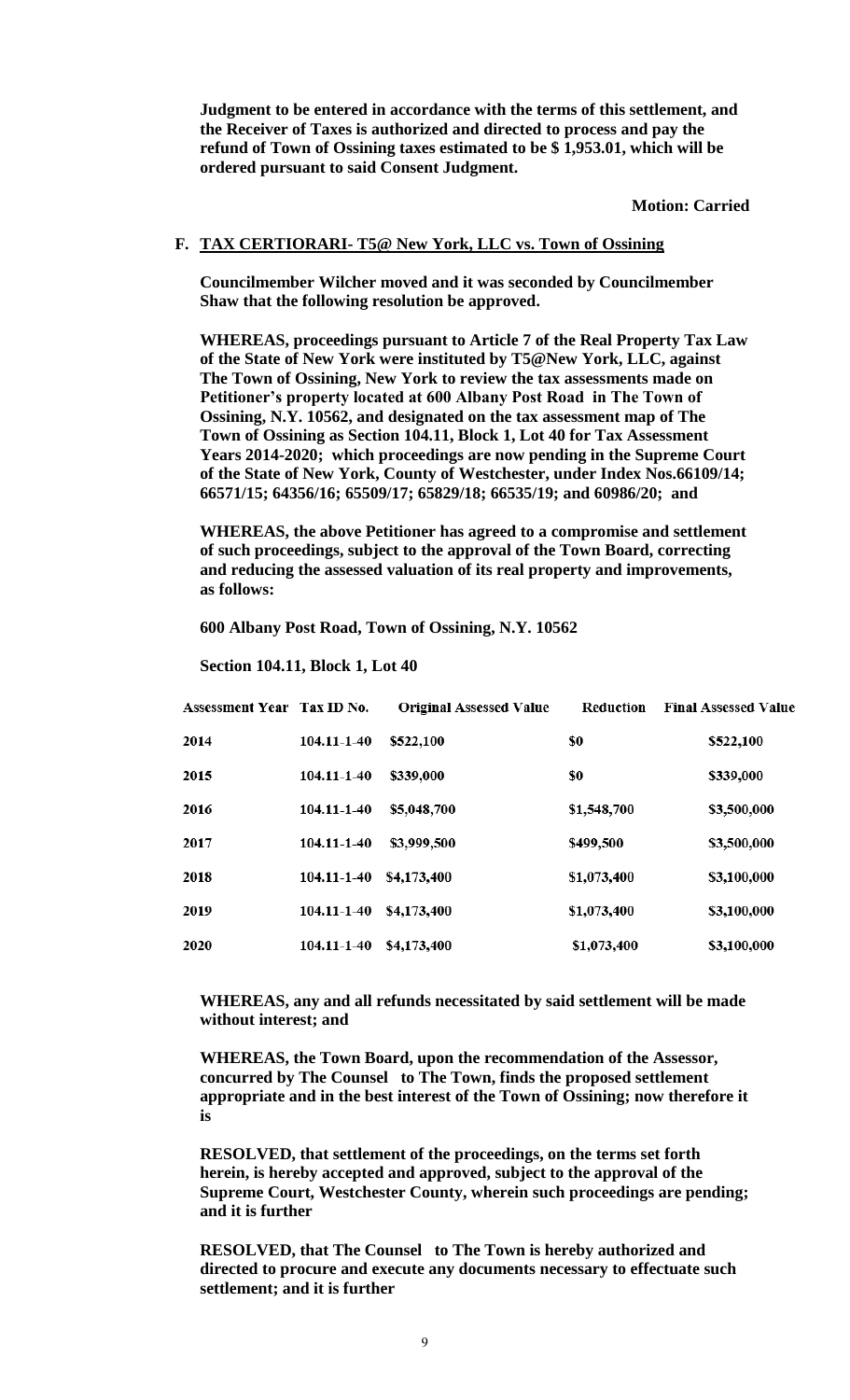**Judgment to be entered in accordance with the terms of this settlement, and the Receiver of Taxes is authorized and directed to process and pay the refund of Town of Ossining taxes estimated to be $ 1,953.01, which will be ordered pursuant to said Consent Judgment.**

**Motion: Carried**

**F. TAX CERTIORARI- T5@ New York, LLC vs. Town of Ossining**

**Councilmember Wilcher moved and it was seconded by Councilmember Shaw that the following resolution be approved.**

**WHEREAS, proceedings pursuant to Article 7 of the Real Property Tax Law of the State of New York were instituted by T5@New York, LLC, against The Town of Ossining, New York to review the tax assessments made on Petitioner's property located at 600 Albany Post Road in The Town of Ossining, N.Y. 10562, and designated on the tax assessment map of The Town of Ossining as Section 104.11, Block 1, Lot 40 for Tax Assessment Years 2014-2020; which proceedings are now pending in the Supreme Court of the State of New York, County of Westchester, under Index Nos.66109/14; 66571/15; 64356/16; 65509/17; 65829/18; 66535/19; and 60986/20; and**

**WHEREAS, the above Petitioner has agreed to a compromise and settlement of such proceedings, subject to the approval of the Town Board, correcting and reducing the assessed valuation of its real property and improvements, as follows:**

**600 Albany Post Road, Town of Ossining, N.Y. 10562**

**Section 104.11, Block 1, Lot 40**

| Assessment Year | Tax ID No. | Original Assessed Value | Reduction | Final Assessed Value |
|---|---|---|---|---|
| 2014 | 104.11-1-40 | $522,100 | $0 | $522,100 |
| 2015 | 104.11-1-40 | $339,000 | $0 | $339,000 |
| 2016 | 104.11-1-40 | $5,048,700 | $1,548,700 | $3,500,000 |
| 2017 | 104.11-1-40 | $3,999,500 | $499,500 | $3,500,000 |
| 2018 | 104.11-1-40 | $4,173,400 | $1,073,400 | $3,100,000 |
| 2019 | 104.11-1-40 | $4,173,400 | $1,073,400 | $3,100,000 |
| 2020 | 104.11-1-40 | $4,173,400 | $1,073,400 | $3,100,000 |

**WHEREAS, any and all refunds necessitated by said settlement will be made without interest; and**

**WHEREAS, the Town Board, upon the recommendation of the Assessor, concurred by The Counsel to The Town, finds the proposed settlement appropriate and in the best interest of the Town of Ossining; now therefore it is**

**RESOLVED, that settlement of the proceedings, on the terms set forth herein, is hereby accepted and approved, subject to the approval of the Supreme Court, Westchester County, wherein such proceedings are pending; and it is further**

**RESOLVED, that The Counsel to The Town is hereby authorized and directed to procure and execute any documents necessary to effectuate such settlement; and it is further**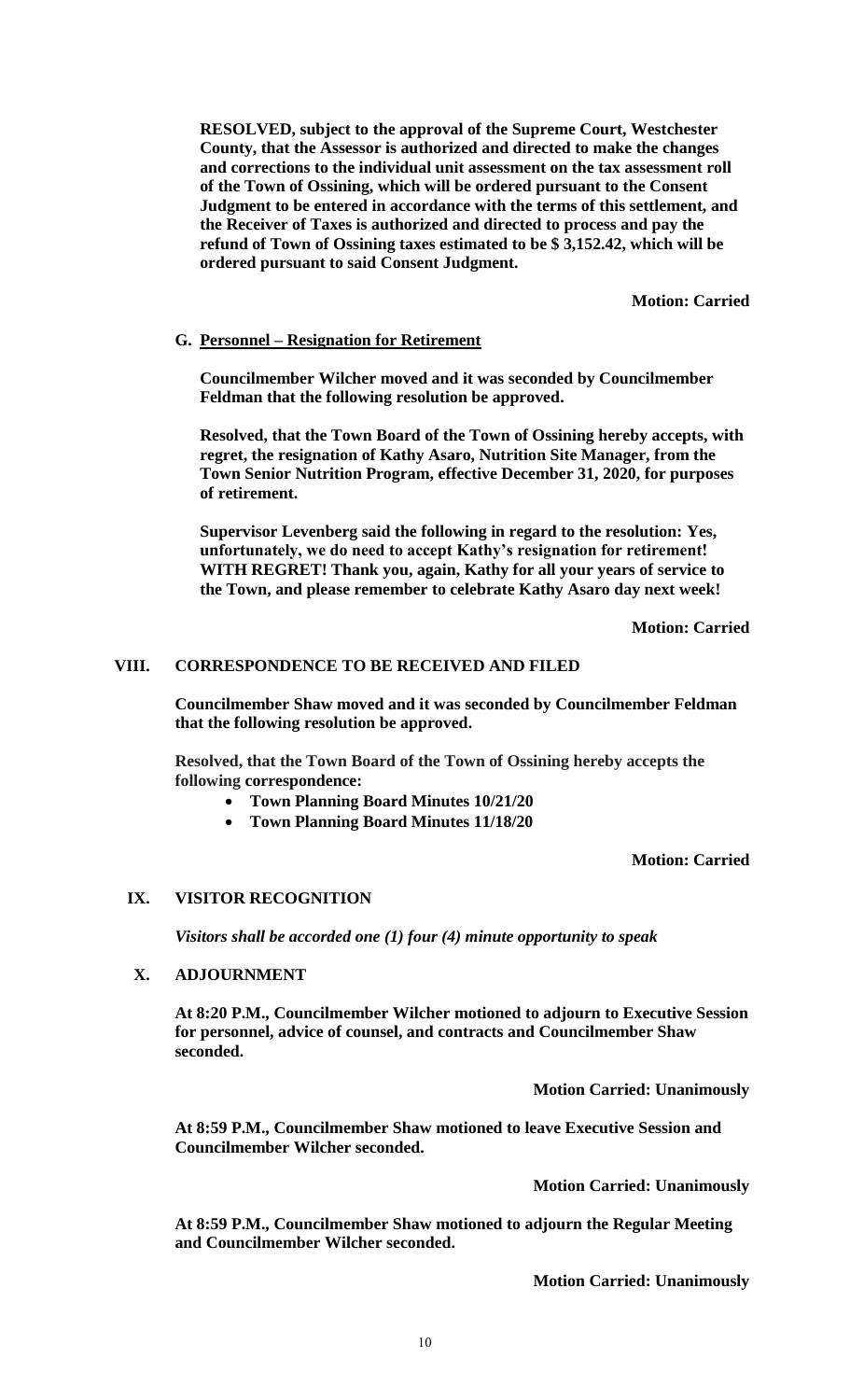**RESOLVED, subject to the approval of the Supreme Court, Westchester County, that the Assessor is authorized and directed to make the changes and corrections to the individual unit assessment on the tax assessment roll of the Town of Ossining, which will be ordered pursuant to the Consent Judgment to be entered in accordance with the terms of this settlement, and the Receiver of Taxes is authorized and directed to process and pay the refund of Town of Ossining taxes estimated to be $ 3,152.42, which will be ordered pursuant to said Consent Judgment.**

**Motion: Carried**

**G. Personnel – Resignation for Retirement**

**Councilmember Wilcher moved and it was seconded by Councilmember Feldman that the following resolution be approved.**

**Resolved, that the Town Board of the Town of Ossining hereby accepts, with regret, the resignation of Kathy Asaro, Nutrition Site Manager, from the Town Senior Nutrition Program, effective December 31, 2020, for purposes of retirement.**

**Supervisor Levenberg said the following in regard to the resolution: Yes, unfortunately, we do need to accept Kathy's resignation for retirement! WITH REGRET! Thank you, again, Kathy for all your years of service to the Town, and please remember to celebrate Kathy Asaro day next week!**

**Motion: Carried**

## VIII. CORRESPONDENCE TO BE RECEIVED AND FILED

**Councilmember Shaw moved and it was seconded by Councilmember Feldman that the following resolution be approved.**

**Resolved, that the Town Board of the Town of Ossining hereby accepts the following correspondence:**

- **Town Planning Board Minutes 10/21/20**
- **Town Planning Board Minutes 11/18/20**

**Motion: Carried**

## IX. VISITOR RECOGNITION

***Visitors shall be accorded one (1) four (4) minute opportunity to speak***

## X. ADJOURNMENT

**At 8:20 P.M., Councilmember Wilcher motioned to adjourn to Executive Session for personnel, advice of counsel, and contracts and Councilmember Shaw seconded.**

**Motion Carried: Unanimously**

**At 8:59 P.M., Councilmember Shaw motioned to leave Executive Session and Councilmember Wilcher seconded.**

**Motion Carried: Unanimously**

**At 8:59 P.M., Councilmember Shaw motioned to adjourn the Regular Meeting and Councilmember Wilcher seconded.**

**Motion Carried: Unanimously**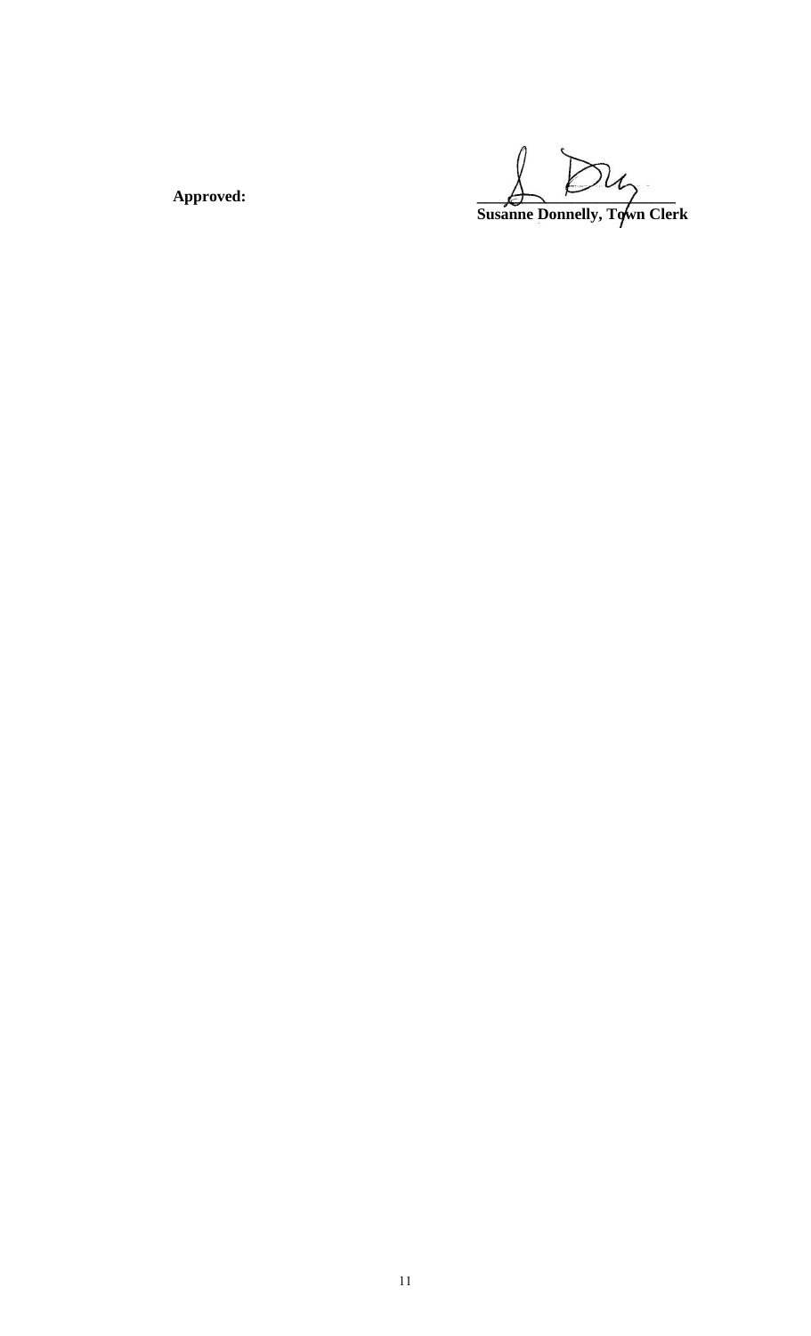**Approved:** ______________________________

**Susanne Donnelly, Town Clerk**